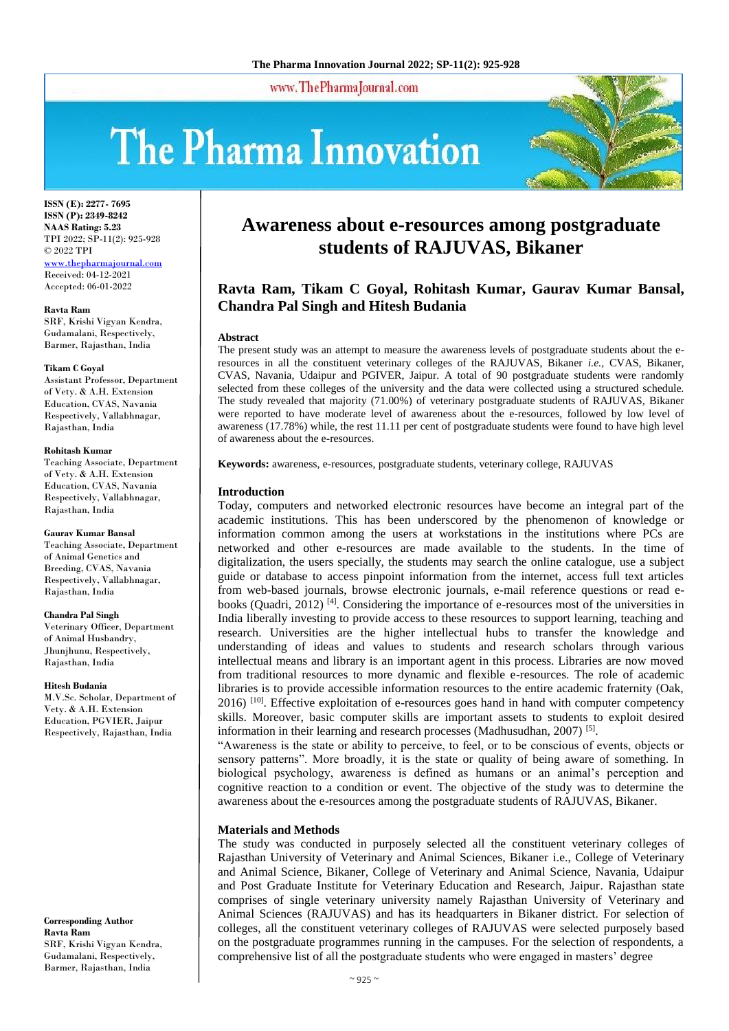ISSN (E): 2277- 7695
ISSN (P): 2349-8242
NAAS Rating: 5.23
TPI 2022; SP-11(2): 925-928
© 2022 TPI
www.thepharmajournal.com
Received: 04-12-2021
Accepted: 06-01-2022

**Ravta Ram**
SRF, Krishi Vigyan Kendra, Gudamalani, Respectively, Barmer, Rajasthan, India

**Tikam C Goyal**
Assistant Professor, Department of Vety. & A.H. Extension Education, CVAS, Navania Respectively, Vallabhnagar, Rajasthan, India

**Rohitash Kumar**
Teaching Associate, Department of Vety. & A.H. Extension Education, CVAS, Navania Respectively, Vallabhnagar, Rajasthan, India

**Gaurav Kumar Bansal**
Teaching Associate, Department of Animal Genetics and Breeding, CVAS, Navania Respectively, Vallabhnagar, Rajasthan, India

**Chandra Pal Singh**
Veterinary Officer, Department of Animal Husbandry, Jhunjhunu, Respectively, Rajasthan, India

**Hitesh Budania**
M.V.Sc. Scholar, Department of Vety. & A.H. Extension Education, PGVIER, Jaipur Respectively, Rajasthan, India

**Corresponding Author**
**Ravta Ram**
SRF, Krishi Vigyan Kendra, Gudamalani, Respectively, Barmer, Rajasthan, India

# Awareness about e-resources among postgraduate students of RAJUVAS, Bikaner

## Ravta Ram, Tikam C Goyal, Rohitash Kumar, Gaurav Kumar Bansal, Chandra Pal Singh and Hitesh Budania

### Abstract

The present study was an attempt to measure the awareness levels of postgraduate students about the e-resources in all the constituent veterinary colleges of the RAJUVAS, Bikaner *i.e.*, CVAS, Bikaner, CVAS, Navania, Udaipur and PGIVER, Jaipur. A total of 90 postgraduate students were randomly selected from these colleges of the university and the data were collected using a structured schedule. The study revealed that majority (71.00%) of veterinary postgraduate students of RAJUVAS, Bikaner were reported to have moderate level of awareness about the e-resources, followed by low level of awareness (17.78%) while, the rest 11.11 per cent of postgraduate students were found to have high level of awareness about the e-resources.

**Keywords:** awareness, e-resources, postgraduate students, veterinary college, RAJUVAS

### Introduction

Today, computers and networked electronic resources have become an integral part of the academic institutions. This has been underscored by the phenomenon of knowledge or information common among the users at workstations in the institutions where PCs are networked and other e-resources are made available to the students. In the time of digitalization, the users specially, the students may search the online catalogue, use a subject guide or database to access pinpoint information from the internet, access full text articles from web-based journals, browse electronic journals, e-mail reference questions or read e-books (Quadri, 2012) [4]. Considering the importance of e-resources most of the universities in India liberally investing to provide access to these resources to support learning, teaching and research. Universities are the higher intellectual hubs to transfer the knowledge and understanding of ideas and values to students and research scholars through various intellectual means and library is an important agent in this process. Libraries are now moved from traditional resources to more dynamic and flexible e-resources. The role of academic libraries is to provide accessible information resources to the entire academic fraternity (Oak, 2016) [10]. Effective exploitation of e-resources goes hand in hand with computer competency skills. Moreover, basic computer skills are important assets to students to exploit desired information in their learning and research processes (Madhusudhan, 2007) [5].

"Awareness is the state or ability to perceive, to feel, or to be conscious of events, objects or sensory patterns". More broadly, it is the state or quality of being aware of something. In biological psychology, awareness is defined as humans or an animal's perception and cognitive reaction to a condition or event. The objective of the study was to determine the awareness about the e-resources among the postgraduate students of RAJUVAS, Bikaner.

### Materials and Methods

The study was conducted in purposely selected all the constituent veterinary colleges of Rajasthan University of Veterinary and Animal Sciences, Bikaner i.e., College of Veterinary and Animal Science, Bikaner, College of Veterinary and Animal Science, Navania, Udaipur and Post Graduate Institute for Veterinary Education and Research, Jaipur. Rajasthan state comprises of single veterinary university namely Rajasthan University of Veterinary and Animal Sciences (RAJUVAS) and has its headquarters in Bikaner district. For selection of colleges, all the constituent veterinary colleges of RAJUVAS were selected purposely based on the postgraduate programmes running in the campuses. For the selection of respondents, a comprehensive list of all the postgraduate students who were engaged in masters' degree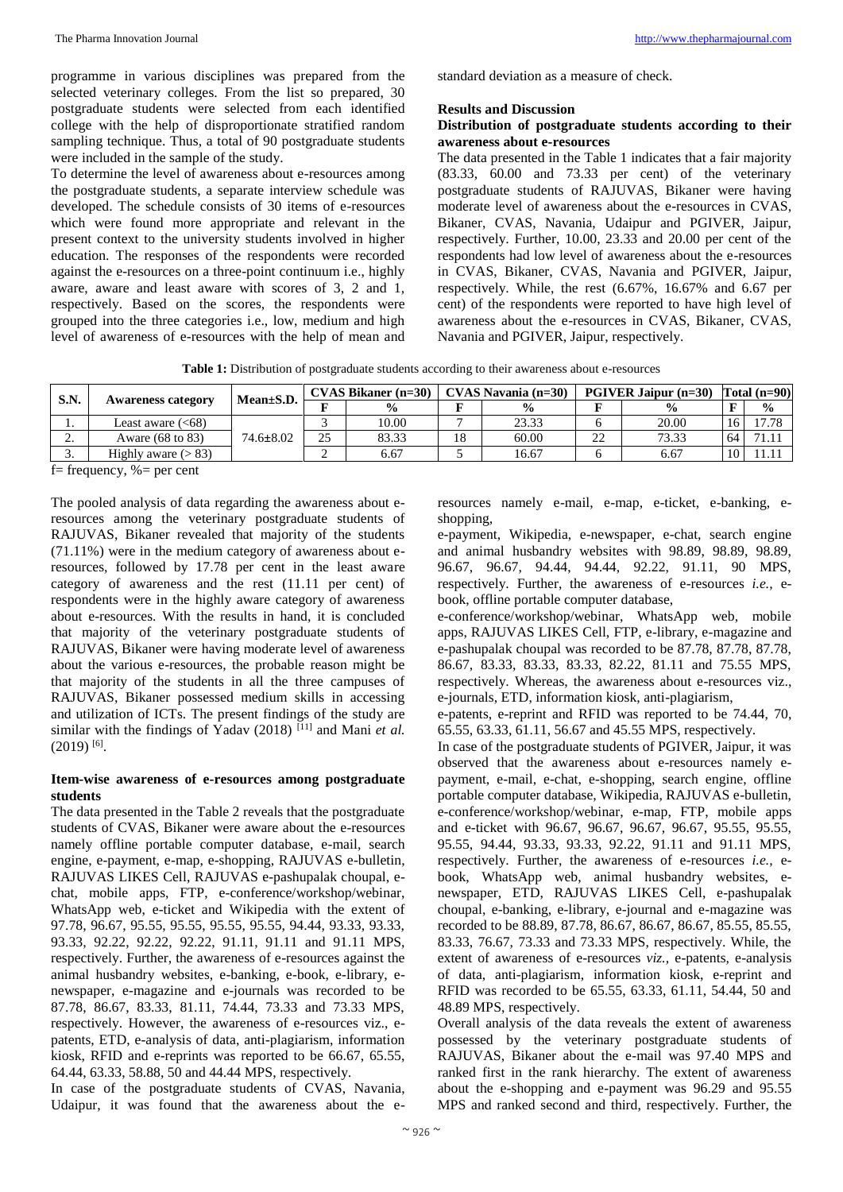programme in various disciplines was prepared from the selected veterinary colleges. From the list so prepared, 30 postgraduate students were selected from each identified college with the help of disproportionate stratified random sampling technique. Thus, a total of 90 postgraduate students were included in the sample of the study.

To determine the level of awareness about e-resources among the postgraduate students, a separate interview schedule was developed. The schedule consists of 30 items of e-resources which were found more appropriate and relevant in the present context to the university students involved in higher education. The responses of the respondents were recorded against the e-resources on a three-point continuum i.e., highly aware, aware and least aware with scores of 3, 2 and 1, respectively. Based on the scores, the respondents were grouped into the three categories i.e., low, medium and high level of awareness of e-resources with the help of mean and standard deviation as a measure of check.

## Results and Discussion

### Distribution of postgraduate students according to their awareness about e-resources

The data presented in the Table 1 indicates that a fair majority (83.33, 60.00 and 73.33 per cent) of the veterinary postgraduate students of RAJUVAS, Bikaner were having moderate level of awareness about the e-resources in CVAS, Bikaner, CVAS, Navania, Udaipur and PGIVER, Jaipur, respectively. Further, 10.00, 23.33 and 20.00 per cent of the respondents had low level of awareness about the e-resources in CVAS, Bikaner, CVAS, Navania and PGIVER, Jaipur, respectively. While, the rest (6.67%, 16.67% and 6.67 per cent) of the respondents were reported to have high level of awareness about the e-resources in CVAS, Bikaner, CVAS, Navania and PGIVER, Jaipur, respectively.

**Table 1:** Distribution of postgraduate students according to their awareness about e-resources

| S.N. | Awareness category | Mean±S.D. | CVAS Bikaner (n=30) | | CVAS Navania (n=30) | | PGIVER Jaipur (n=30) | | Total (n=90) | |
|---|---|---|---|---|---|---|---|---|---|---|
| | | | F | % | F | % | F | % | F | % |
| 1. | Least aware (<68) | 74.6±8.02 | 3 | 10.00 | 7 | 23.33 | 6 | 20.00 | 16 | 17.78 |
| 2. | Aware (68 to 83) | | 25 | 83.33 | 18 | 60.00 | 22 | 73.33 | 64 | 71.11 |
| 3. | Highly aware (> 83) | | 2 | 6.67 | 5 | 16.67 | 6 | 6.67 | 10 | 11.11 |

f= frequency, %= per cent

The pooled analysis of data regarding the awareness about e-resources among the veterinary postgraduate students of RAJUVAS, Bikaner revealed that majority of the students (71.11%) were in the medium category of awareness about e-resources, followed by 17.78 per cent in the least aware category of awareness and the rest (11.11 per cent) of respondents were in the highly aware category of awareness about e-resources. With the results in hand, it is concluded that majority of the veterinary postgraduate students of RAJUVAS, Bikaner were having moderate level of awareness about the various e-resources, the probable reason might be that majority of the students in all the three campuses of RAJUVAS, Bikaner possessed medium skills in accessing and utilization of ICTs. The present findings of the study are similar with the findings of Yadav (2018) [11] and Mani *et al.* (2019) [6].

### Item-wise awareness of e-resources among postgraduate students

The data presented in the Table 2 reveals that the postgraduate students of CVAS, Bikaner were aware about the e-resources namely offline portable computer database, e-mail, search engine, e-payment, e-map, e-shopping, RAJUVAS e-bulletin, RAJUVAS LIKES Cell, RAJUVAS e-pashupalak choupal, e-chat, mobile apps, FTP, e-conference/workshop/webinar, WhatsApp web, e-ticket and Wikipedia with the extent of 97.78, 96.67, 95.55, 95.55, 95.55, 95.55, 94.44, 93.33, 93.33, 93.33, 92.22, 92.22, 92.22, 91.11, 91.11 and 91.11 MPS, respectively. Further, the awareness of e-resources against the animal husbandry websites, e-banking, e-book, e-library, e-newspaper, e-magazine and e-journals was recorded to be 87.78, 86.67, 83.33, 81.11, 74.44, 73.33 and 73.33 MPS, respectively. However, the awareness of e-resources viz., e-patents, ETD, e-analysis of data, anti-plagiarism, information kiosk, RFID and e-reprints was reported to be 66.67, 65.55, 64.44, 63.33, 58.88, 50 and 44.44 MPS, respectively.

In case of the postgraduate students of CVAS, Navania, Udaipur, it was found that the awareness about the e-resources namely e-mail, e-map, e-ticket, e-banking, e-shopping, e-payment, Wikipedia, e-newspaper, e-chat, search engine and animal husbandry websites with 98.89, 98.89, 98.89, 96.67, 96.67, 94.44, 94.44, 92.22, 91.11, 90 MPS, respectively. Further, the awareness of e-resources *i.e.,* e-book, offline portable computer database, e-conference/workshop/webinar, WhatsApp web, mobile apps, RAJUVAS LIKES Cell, FTP, e-library, e-magazine and e-pashupalak choupal was recorded to be 87.78, 87.78, 87.78, 86.67, 83.33, 83.33, 83.33, 82.22, 81.11 and 75.55 MPS, respectively. Whereas, the awareness about e-resources viz., e-journals, ETD, information kiosk, anti-plagiarism, e-patents, e-reprint and RFID was reported to be 74.44, 70, 65.55, 63.33, 61.11, 56.67 and 45.55 MPS, respectively.

In case of the postgraduate students of PGIVER, Jaipur, it was observed that the awareness about e-resources namely e-payment, e-mail, e-chat, e-shopping, search engine, offline portable computer database, Wikipedia, RAJUVAS e-bulletin, e-conference/workshop/webinar, e-map, FTP, mobile apps and e-ticket with 96.67, 96.67, 96.67, 96.67, 95.55, 95.55, 95.55, 94.44, 93.33, 93.33, 92.22, 91.11 and 91.11 MPS, respectively. Further, the awareness of e-resources *i.e.,* e-book, WhatsApp web, animal husbandry websites, e-newspaper, ETD, RAJUVAS LIKES Cell, e-pashupalak choupal, e-banking, e-library, e-journal and e-magazine was recorded to be 88.89, 87.78, 86.67, 86.67, 86.67, 85.55, 85.55, 83.33, 76.67, 73.33 and 73.33 MPS, respectively. While, the extent of awareness of e-resources *viz.,* e-patents, e-analysis of data, anti-plagiarism, information kiosk, e-reprint and RFID was recorded to be 65.55, 63.33, 61.11, 54.44, 50 and 48.89 MPS, respectively.

Overall analysis of the data reveals the extent of awareness possessed by the veterinary postgraduate students of RAJUVAS, Bikaner about the e-mail was 97.40 MPS and ranked first in the rank hierarchy. The extent of awareness about the e-shopping and e-payment was 96.29 and 95.55 MPS and ranked second and third, respectively. Further, the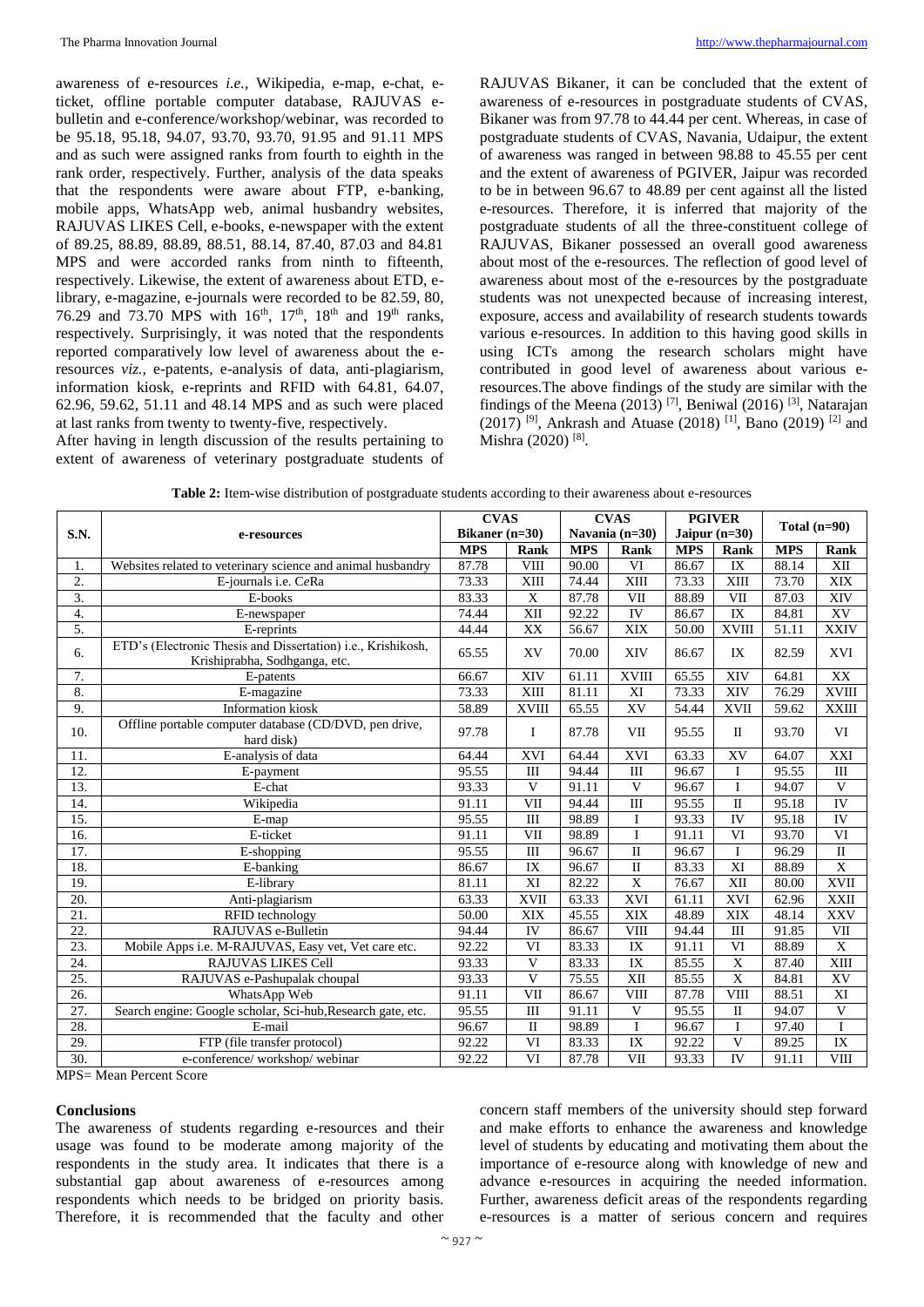awareness of e-resources *i.e.,* Wikipedia, e-map, e-chat, e-ticket, offline portable computer database, RAJUVAS e-bulletin and e-conference/workshop/webinar, was recorded to be 95.18, 95.18, 94.07, 93.70, 93.70, 91.95 and 91.11 MPS and as such were assigned ranks from fourth to eighth in the rank order, respectively. Further, analysis of the data speaks that the respondents were aware about FTP, e-banking, mobile apps, WhatsApp web, animal husbandry websites, RAJUVAS LIKES Cell, e-books, e-newspaper with the extent of 89.25, 88.89, 88.89, 88.51, 88.14, 87.40, 87.03 and 84.81 MPS and were accorded ranks from ninth to fifteenth, respectively. Likewise, the extent of awareness about ETD, e-library, e-magazine, e-journals were recorded to be 82.59, 80, 76.29 and 73.70 MPS with 16th, 17th, 18th and 19th ranks, respectively. Surprisingly, it was noted that the respondents reported comparatively low level of awareness about the e-resources *viz.,* e-patents, e-analysis of data, anti-plagiarism, information kiosk, e-reprints and RFID with 64.81, 64.07, 62.96, 59.62, 51.11 and 48.14 MPS and as such were placed at last ranks from twenty to twenty-five, respectively.

After having in length discussion of the results pertaining to extent of awareness of veterinary postgraduate students of RAJUVAS Bikaner, it can be concluded that the extent of awareness of e-resources in postgraduate students of CVAS, Bikaner was from 97.78 to 44.44 per cent. Whereas, in case of postgraduate students of CVAS, Navania, Udaipur, the extent of awareness was ranged in between 98.88 to 45.55 per cent and the extent of awareness of PGIVER, Jaipur was recorded to be in between 96.67 to 48.89 per cent against all the listed e-resources. Therefore, it is inferred that majority of the postgraduate students of all the three-constituent college of RAJUVAS, Bikaner possessed an overall good awareness about most of the e-resources. The reflection of good level of awareness about most of the e-resources by the postgraduate students was not unexpected because of increasing interest, exposure, access and availability of research students towards various e-resources. In addition to this having good skills in using ICTs among the research scholars might have contributed in good level of awareness about various e-resources.The above findings of the study are similar with the findings of the Meena (2013) [7], Beniwal (2016) [3], Natarajan (2017) [9], Ankrash and Atuase (2018) [1], Bano (2019) [2] and Mishra (2020) [8].

**Table 2:** Item-wise distribution of postgraduate students according to their awareness about e-resources

| S.N. | e-resources | CVAS Bikaner (n=30) | | CVAS Navania (n=30) | | PGIVER Jaipur (n=30) | | Total (n=90) | |
|---|---|---|---|---|---|---|---|---|---|
| | | MPS | Rank | MPS | Rank | MPS | Rank | MPS | Rank |
| 1. | Websites related to veterinary science and animal husbandry | 87.78 | VIII | 90.00 | VI | 86.67 | IX | 88.14 | XII |
| 2. | E-journals i.e. CeRa | 73.33 | XIII | 74.44 | XIII | 73.33 | XIII | 73.70 | XIX |
| 3. | E-books | 83.33 | X | 87.78 | VII | 88.89 | VII | 87.03 | XIV |
| 4. | E-newspaper | 74.44 | XII | 92.22 | IV | 86.67 | IX | 84.81 | XV |
| 5. | E-reprints | 44.44 | XX | 56.67 | XIX | 50.00 | XVIII | 51.11 | XXIV |
| 6. | ETD's (Electronic Thesis and Dissertation) i.e., Krishikosh, Krishiprabha, Sodhganga, etc. | 65.55 | XV | 70.00 | XIV | 86.67 | IX | 82.59 | XVI |
| 7. | E-patents | 66.67 | XIV | 61.11 | XVIII | 65.55 | XIV | 64.81 | XX |
| 8. | E-magazine | 73.33 | XIII | 81.11 | XI | 73.33 | XIV | 76.29 | XVIII |
| 9. | Information kiosk | 58.89 | XVIII | 65.55 | XV | 54.44 | XVII | 59.62 | XXIII |
| 10. | Offline portable computer database (CD/DVD, pen drive, hard disk) | 97.78 | I | 87.78 | VII | 95.55 | II | 93.70 | VI |
| 11. | E-analysis of data | 64.44 | XVI | 64.44 | XVI | 63.33 | XV | 64.07 | XXI |
| 12. | E-payment | 95.55 | III | 94.44 | III | 96.67 | I | 95.55 | III |
| 13. | E-chat | 93.33 | V | 91.11 | V | 96.67 | I | 94.07 | V |
| 14. | Wikipedia | 91.11 | VII | 94.44 | III | 95.55 | II | 95.18 | IV |
| 15. | E-map | 95.55 | III | 98.89 | I | 93.33 | IV | 95.18 | IV |
| 16. | E-ticket | 91.11 | VII | 98.89 | I | 91.11 | VI | 93.70 | VI |
| 17. | E-shopping | 95.55 | III | 96.67 | II | 96.67 | I | 96.29 | II |
| 18. | E-banking | 86.67 | IX | 96.67 | II | 83.33 | XI | 88.89 | X |
| 19. | E-library | 81.11 | XI | 82.22 | X | 76.67 | XII | 80.00 | XVII |
| 20. | Anti-plagiarism | 63.33 | XVII | 63.33 | XVI | 61.11 | XVI | 62.96 | XXII |
| 21. | RFID technology | 50.00 | XIX | 45.55 | XIX | 48.89 | XIX | 48.14 | XXV |
| 22. | RAJUVAS e-Bulletin | 94.44 | IV | 86.67 | VIII | 94.44 | III | 91.85 | VII |
| 23. | Mobile Apps i.e. M-RAJUVAS, Easy vet, Vet care etc. | 92.22 | VI | 83.33 | IX | 91.11 | VI | 88.89 | X |
| 24. | RAJUVAS LIKES Cell | 93.33 | V | 83.33 | IX | 85.55 | X | 87.40 | XIII |
| 25. | RAJUVAS e-Pashupalak choupal | 93.33 | V | 75.55 | XII | 85.55 | X | 84.81 | XV |
| 26. | WhatsApp Web | 91.11 | VII | 86.67 | VIII | 87.78 | VIII | 88.51 | XI |
| 27. | Search engine: Google scholar, Sci-hub,Research gate, etc. | 95.55 | III | 91.11 | V | 95.55 | II | 94.07 | V |
| 28. | E-mail | 96.67 | II | 98.89 | I | 96.67 | I | 97.40 | I |
| 29. | FTP (file transfer protocol) | 92.22 | VI | 83.33 | IX | 92.22 | V | 89.25 | IX |
| 30. | e-conference/ workshop/ webinar | 92.22 | VI | 87.78 | VII | 93.33 | IV | 91.11 | VIII |

MPS= Mean Percent Score

## Conclusions

The awareness of students regarding e-resources and their usage was found to be moderate among majority of the respondents in the study area. It indicates that there is a substantial gap about awareness of e-resources among respondents which needs to be bridged on priority basis. Therefore, it is recommended that the faculty and other concern staff members of the university should step forward and make efforts to enhance the awareness and knowledge level of students by educating and motivating them about the importance of e-resource along with knowledge of new and advance e-resources in acquiring the needed information. Further, awareness deficit areas of the respondents regarding e-resources is a matter of serious concern and requires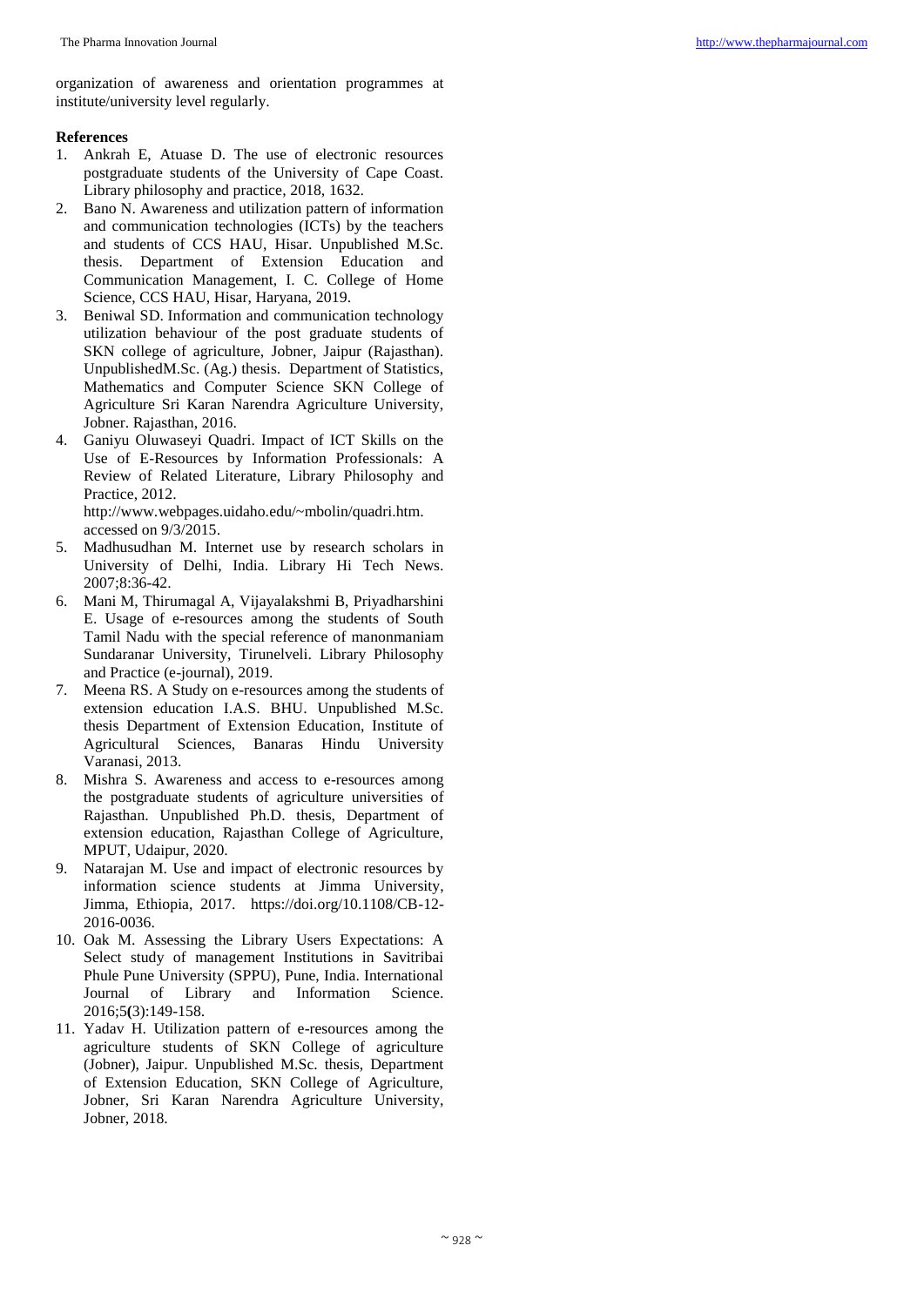organization of awareness and orientation programmes at institute/university level regularly.

## References

1. Ankrah E, Atuase D. The use of electronic resources postgraduate students of the University of Cape Coast. Library philosophy and practice, 2018, 1632.
2. Bano N. Awareness and utilization pattern of information and communication technologies (ICTs) by the teachers and students of CCS HAU, Hisar. Unpublished M.Sc. thesis. Department of Extension Education and Communication Management, I. C. College of Home Science, CCS HAU, Hisar, Haryana, 2019.
3. Beniwal SD. Information and communication technology utilization behaviour of the post graduate students of SKN college of agriculture, Jobner, Jaipur (Rajasthan). UnpublishedM.Sc. (Ag.) thesis. Department of Statistics, Mathematics and Computer Science SKN College of Agriculture Sri Karan Narendra Agriculture University, Jobner. Rajasthan, 2016.
4. Ganiyu Oluwaseyi Quadri. Impact of ICT Skills on the Use of E-Resources by Information Professionals: A Review of Related Literature, Library Philosophy and Practice, 2012. http://www.webpages.uidaho.edu/~mbolin/quadri.htm. accessed on 9/3/2015.
5. Madhusudhan M. Internet use by research scholars in University of Delhi, India. Library Hi Tech News. 2007;8:36-42.
6. Mani M, Thirumagal A, Vijayalakshmi B, Priyadharshini E. Usage of e-resources among the students of South Tamil Nadu with the special reference of manonmaniam Sundaranar University, Tirunelveli. Library Philosophy and Practice (e-journal), 2019.
7. Meena RS. A Study on e-resources among the students of extension education I.A.S. BHU. Unpublished M.Sc. thesis Department of Extension Education, Institute of Agricultural Sciences, Banaras Hindu University Varanasi, 2013.
8. Mishra S. Awareness and access to e-resources among the postgraduate students of agriculture universities of Rajasthan. Unpublished Ph.D. thesis, Department of extension education, Rajasthan College of Agriculture, MPUT, Udaipur, 2020.
9. Natarajan M. Use and impact of electronic resources by information science students at Jimma University, Jimma, Ethiopia, 2017. https://doi.org/10.1108/CB-12-2016-0036.
10. Oak M. Assessing the Library Users Expectations: A Select study of management Institutions in Savitribai Phule Pune University (SPPU), Pune, India. International Journal of Library and Information Science. 2016;5(3):149-158.
11. Yadav H. Utilization pattern of e-resources among the agriculture students of SKN College of agriculture (Jobner), Jaipur. Unpublished M.Sc. thesis, Department of Extension Education, SKN College of Agriculture, Jobner, Sri Karan Narendra Agriculture University, Jobner, 2018.